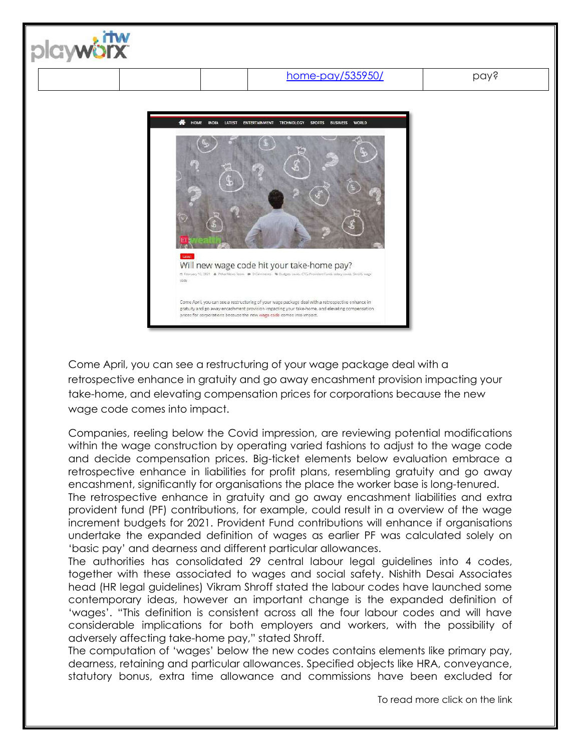| | | | home-pay/535950/ | pay? |
|---|---|---|---|---|

Come April, you can see a restructuring of your wage package deal with a retrospective enhance in gratuity and go away encashment provision impacting your take-home, and elevating compensation prices for corporations because the new wage code comes into impact.

Companies, reeling below the Covid impression, are reviewing potential modifications within the wage construction by operating varied fashions to adjust to the wage code and decide compensation prices. Big-ticket elements below evaluation embrace a retrospective enhance in liabilities for profit plans, resembling gratuity and go away encashment, significantly for organisations the place the worker base is long-tenured.
The retrospective enhance in gratuity and go away encashment liabilities and extra provident fund (PF) contributions, for example, could result in a overview of the wage increment budgets for 2021. Provident Fund contributions will enhance if organisations undertake the expanded definition of wages as earlier PF was calculated solely on 'basic pay' and dearness and different particular allowances.
The authorities has consolidated 29 central labour legal guidelines into 4 codes, together with these associated to wages and social safety. Nishith Desai Associates head (HR legal guidelines) Vikram Shroff stated the labour codes have launched some contemporary ideas, however an important change is the expanded definition of 'wages'. "This definition is consistent across all the four labour codes and will have considerable implications for both employers and workers, with the possibility of adversely affecting take-home pay," stated Shroff.
The computation of 'wages' below the new codes contains elements like primary pay, dearness, retaining and particular allowances. Specified objects like HRA, conveyance, statutory bonus, extra time allowance and commissions have been excluded for

To read more click on the link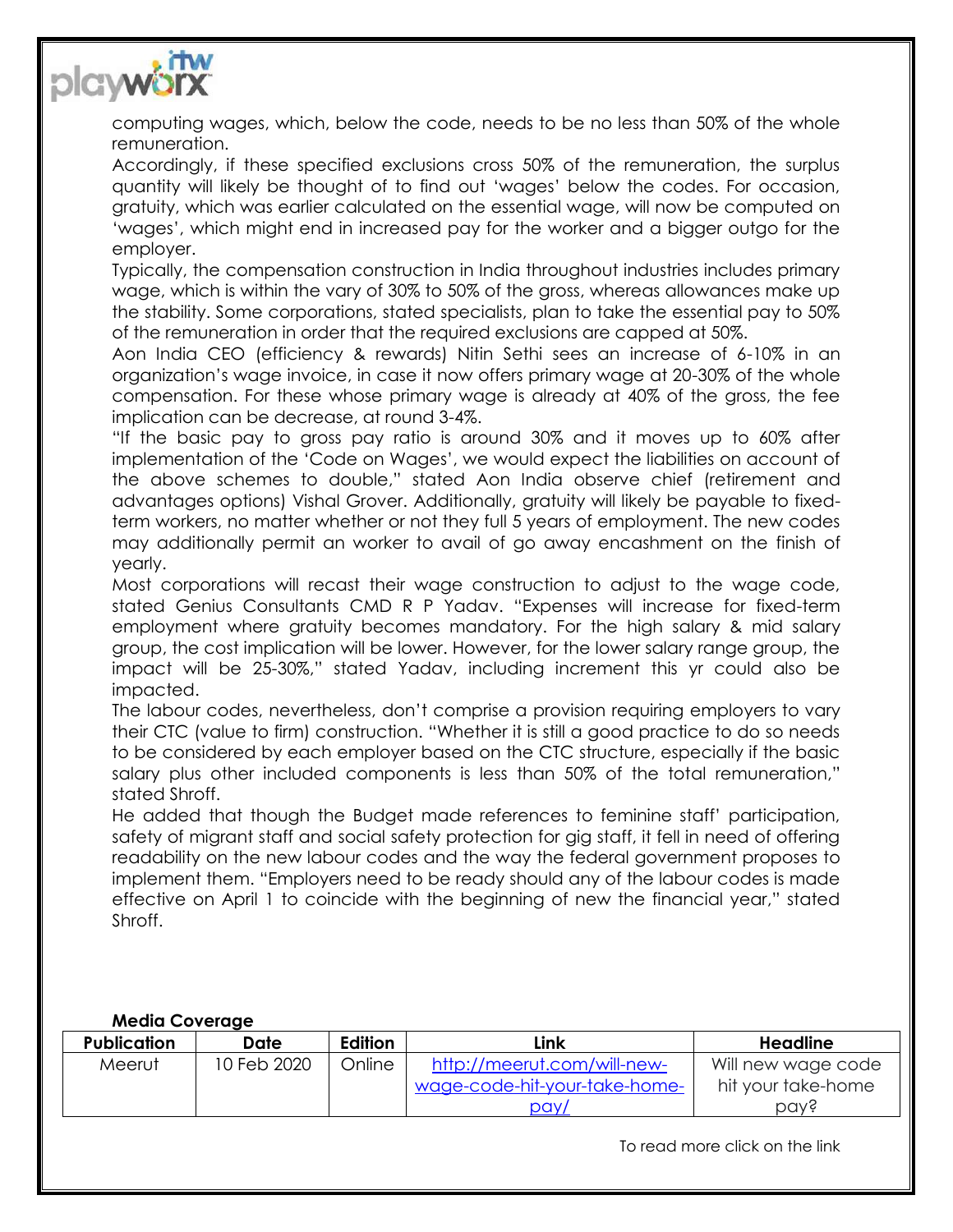computing wages, which, below the code, needs to be no less than 50% of the whole remuneration.

Accordingly, if these specified exclusions cross 50% of the remuneration, the surplus quantity will likely be thought of to find out 'wages' below the codes. For occasion, gratuity, which was earlier calculated on the essential wage, will now be computed on 'wages', which might end in increased pay for the worker and a bigger outgo for the employer.

Typically, the compensation construction in India throughout industries includes primary wage, which is within the vary of 30% to 50% of the gross, whereas allowances make up the stability. Some corporations, stated specialists, plan to take the essential pay to 50% of the remuneration in order that the required exclusions are capped at 50%.

Aon India CEO (efficiency & rewards) Nitin Sethi sees an increase of 6-10% in an organization's wage invoice, in case it now offers primary wage at 20-30% of the whole compensation. For these whose primary wage is already at 40% of the gross, the fee implication can be decrease, at round 3-4%.

"If the basic pay to gross pay ratio is around 30% and it moves up to 60% after implementation of the 'Code on Wages', we would expect the liabilities on account of the above schemes to double," stated Aon India observe chief (retirement and advantages options) Vishal Grover. Additionally, gratuity will likely be payable to fixed-term workers, no matter whether or not they full 5 years of employment. The new codes may additionally permit an worker to avail of go away encashment on the finish of yearly.

Most corporations will recast their wage construction to adjust to the wage code, stated Genius Consultants CMD R P Yadav. "Expenses will increase for fixed-term employment where gratuity becomes mandatory. For the high salary & mid salary group, the cost implication will be lower. However, for the lower salary range group, the impact will be 25-30%," stated Yadav, including increment this yr could also be impacted.

The labour codes, nevertheless, don't comprise a provision requiring employers to vary their CTC (value to firm) construction. "Whether it is still a good practice to do so needs to be considered by each employer based on the CTC structure, especially if the basic salary plus other included components is less than 50% of the total remuneration," stated Shroff.

He added that though the Budget made references to feminine staff' participation, safety of migrant staff and social safety protection for gig staff, it fell in need of offering readability on the new labour codes and the way the federal government proposes to implement them. "Employers need to be ready should any of the labour codes is made effective on April 1 to coincide with the beginning of new the financial year," stated Shroff.

**Media Coverage**

| Publication | Date | Edition | Link | Headline |
|---|---|---|---|---|
| Meerut | 10 Feb 2020 | Online | http://meerut.com/will-new-wage-code-hit-your-take-home-pay/ | Will new wage code hit your take-home pay? |

To read more click on the link